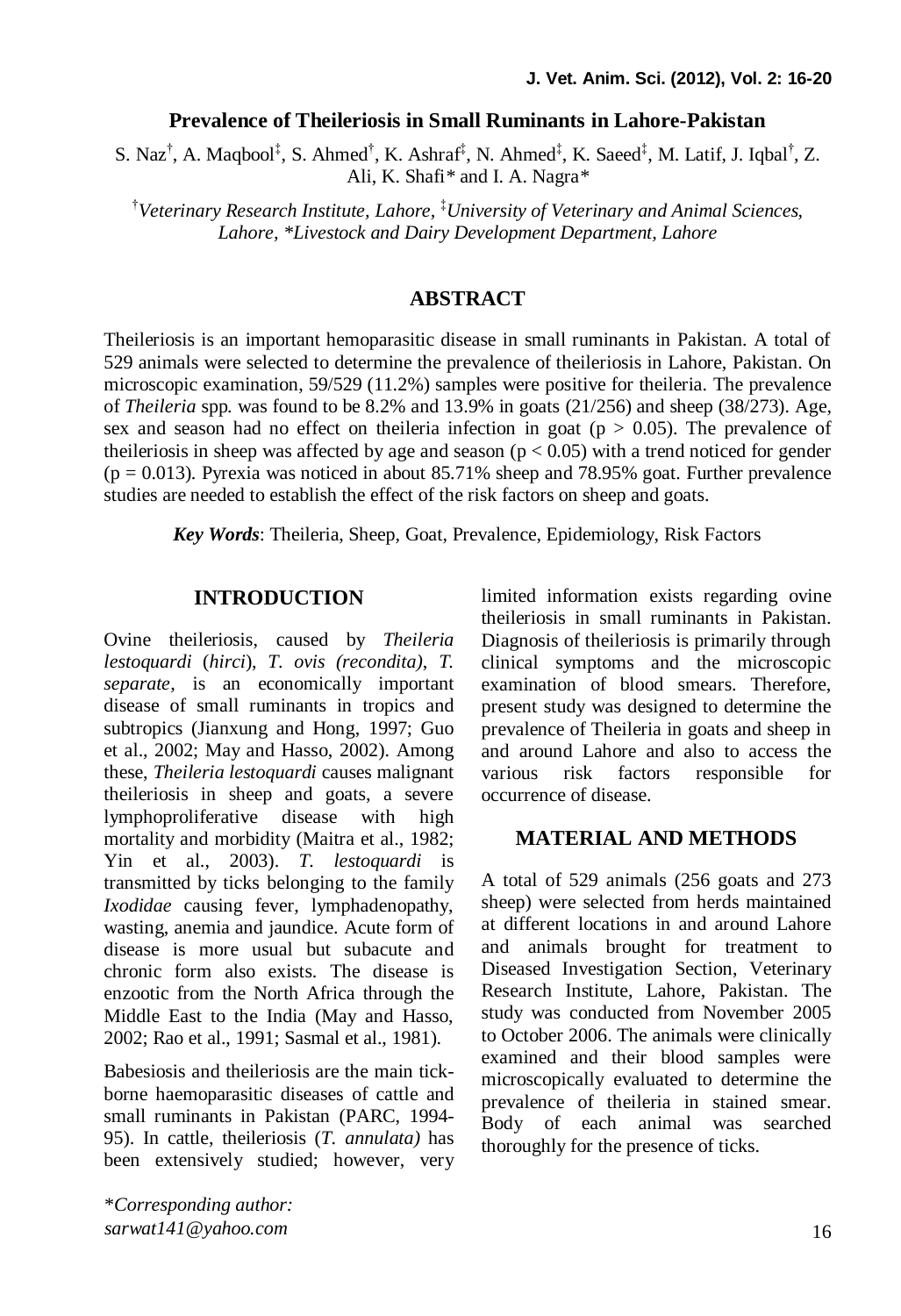# Prevalence of Theileriosis in Small Ruminants in Lahore-Pakistan

S. Naz[†], A. Maqbool[‡], S. Ahmed[†], K. Ashraf[‡], N. Ahmed[‡], K. Saeed[‡], M. Latif, J. Iqbal[†], Z. Ali, K. Shafi* and I. A. Nagra*

[†]*Veterinary Research Institute, Lahore,* [‡]*University of Veterinary and Animal Sciences, Lahore,* **Livestock and Dairy Development Department, Lahore*

## ABSTRACT

Theileriosis is an important hemoparasitic disease in small ruminants in Pakistan. A total of 529 animals were selected to determine the prevalence of theileriosis in Lahore, Pakistan. On microscopic examination, 59/529 (11.2%) samples were positive for theileria. The prevalence of *Theileria* spp. was found to be 8.2% and 13.9% in goats (21/256) and sheep (38/273). Age, sex and season had no effect on theileria infection in goat ($p > 0.05$). The prevalence of theileriosis in sheep was affected by age and season ($p < 0.05$) with a trend noticed for gender ($p = 0.013$). Pyrexia was noticed in about 85.71% sheep and 78.95% goat. Further prevalence studies are needed to establish the effect of the risk factors on sheep and goats.

***Key Words***: Theileria, Sheep, Goat, Prevalence, Epidemiology, Risk Factors

## INTRODUCTION

Ovine theileriosis, caused by *Theileria lestoquardi* (*hirci*), *T. ovis (recondita)*, *T. separate*, is an economically important disease of small ruminants in tropics and subtropics (Jianxung and Hong, 1997; Guo et al., 2002; May and Hasso, 2002). Among these, *Theileria lestoquardi* causes malignant theileriosis in sheep and goats, a severe lymphoproliferative disease with high mortality and morbidity (Maitra et al., 1982; Yin et al., 2003). *T. lestoquardi* is transmitted by ticks belonging to the family *Ixodidae* causing fever, lymphadenopathy, wasting, anemia and jaundice. Acute form of disease is more usual but subacute and chronic form also exists. The disease is enzootic from the North Africa through the Middle East to the India (May and Hasso, 2002; Rao et al., 1991; Sasmal et al., 1981).

Babesiosis and theileriosis are the main tick-borne haemoparasitic diseases of cattle and small ruminants in Pakistan (PARC, 1994-95). In cattle, theileriosis (*T. annulata)* has been extensively studied; however, very limited information exists regarding ovine theileriosis in small ruminants in Pakistan. Diagnosis of theileriosis is primarily through clinical symptoms and the microscopic examination of blood smears. Therefore, present study was designed to determine the prevalence of Theileria in goats and sheep in and around Lahore and also to access the various risk factors responsible for occurrence of disease.

## MATERIAL AND METHODS

A total of 529 animals (256 goats and 273 sheep) were selected from herds maintained at different locations in and around Lahore and animals brought for treatment to Diseased Investigation Section, Veterinary Research Institute, Lahore, Pakistan. The study was conducted from November 2005 to October 2006. The animals were clinically examined and their blood samples were microscopically evaluated to determine the prevalence of theileria in stained smear. Body of each animal was searched thoroughly for the presence of ticks.

**Corresponding author: sarwat141@yahoo.com*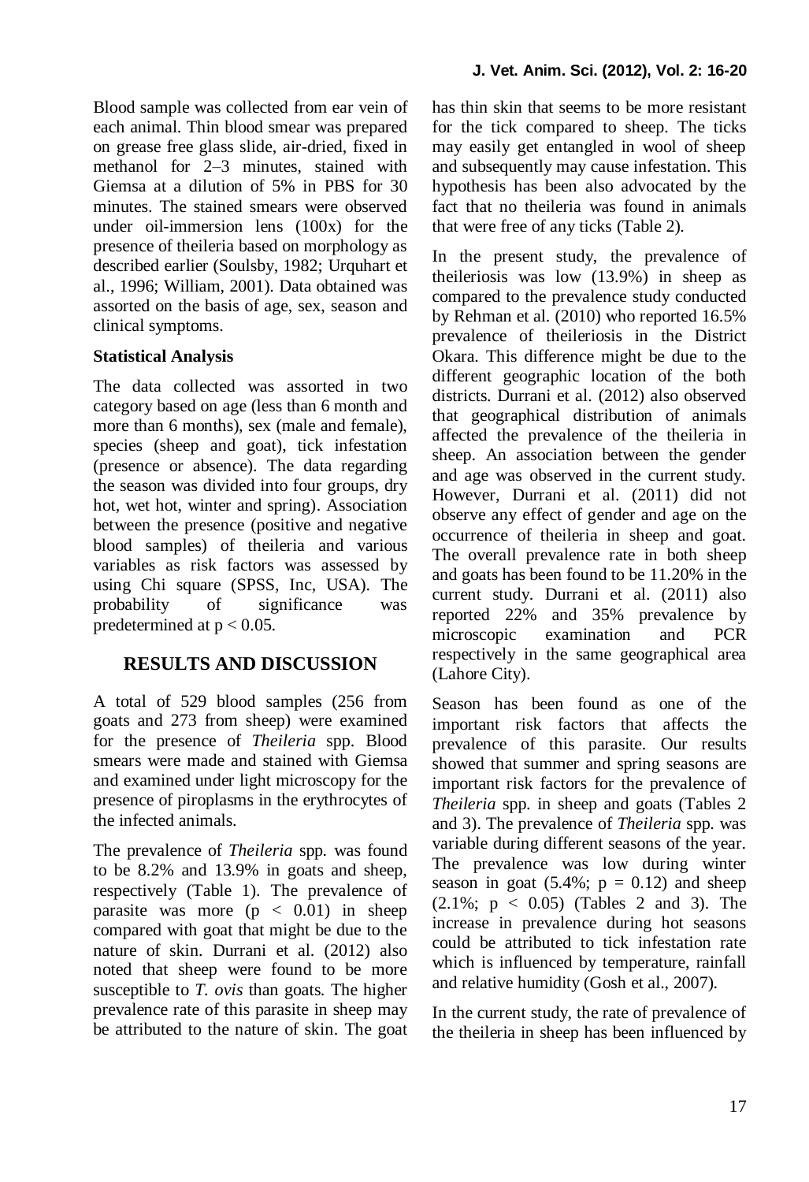Blood sample was collected from ear vein of each animal. Thin blood smear was prepared on grease free glass slide, air-dried, fixed in methanol for 2–3 minutes, stained with Giemsa at a dilution of 5% in PBS for 30 minutes. The stained smears were observed under oil-immersion lens (100x) for the presence of theileria based on morphology as described earlier (Soulsby, 1982; Urquhart et al., 1996; William, 2001). Data obtained was assorted on the basis of age, sex, season and clinical symptoms.

### Statistical Analysis

The data collected was assorted in two category based on age (less than 6 month and more than 6 months), sex (male and female), species (sheep and goat), tick infestation (presence or absence). The data regarding the season was divided into four groups, dry hot, wet hot, winter and spring). Association between the presence (positive and negative blood samples) of theileria and various variables as risk factors was assessed by using Chi square (SPSS, Inc, USA). The probability of significance was predetermined at $p < 0.05$.

## RESULTS AND DISCUSSION

A total of 529 blood samples (256 from goats and 273 from sheep) were examined for the presence of *Theileria* spp. Blood smears were made and stained with Giemsa and examined under light microscopy for the presence of piroplasms in the erythrocytes of the infected animals.

The prevalence of *Theileria* spp. was found to be 8.2% and 13.9% in goats and sheep, respectively (Table 1). The prevalence of parasite was more ($p < 0.01$) in sheep compared with goat that might be due to the nature of skin. Durrani et al. (2012) also noted that sheep were found to be more susceptible to *T. ovis* than goats. The higher prevalence rate of this parasite in sheep may be attributed to the nature of skin. The goat has thin skin that seems to be more resistant for the tick compared to sheep. The ticks may easily get entangled in wool of sheep and subsequently may cause infestation. This hypothesis has been also advocated by the fact that no theileria was found in animals that were free of any ticks (Table 2).

In the present study, the prevalence of theileriosis was low (13.9%) in sheep as compared to the prevalence study conducted by Rehman et al. (2010) who reported 16.5% prevalence of theileriosis in the District Okara. This difference might be due to the different geographic location of the both districts. Durrani et al. (2012) also observed that geographical distribution of animals affected the prevalence of the theileria in sheep. An association between the gender and age was observed in the current study. However, Durrani et al. (2011) did not observe any effect of gender and age on the occurrence of theileria in sheep and goat. The overall prevalence rate in both sheep and goats has been found to be 11.20% in the current study. Durrani et al. (2011) also reported 22% and 35% prevalence by microscopic examination and PCR respectively in the same geographical area (Lahore City).

Season has been found as one of the important risk factors that affects the prevalence of this parasite. Our results showed that summer and spring seasons are important risk factors for the prevalence of *Theileria* spp. in sheep and goats (Tables 2 and 3). The prevalence of *Theileria* spp. was variable during different seasons of the year. The prevalence was low during winter season in goat (5.4%; $p = 0.12$) and sheep (2.1%; $p < 0.05$) (Tables 2 and 3). The increase in prevalence during hot seasons could be attributed to tick infestation rate which is influenced by temperature, rainfall and relative humidity (Gosh et al., 2007).

In the current study, the rate of prevalence of the theileria in sheep has been influenced by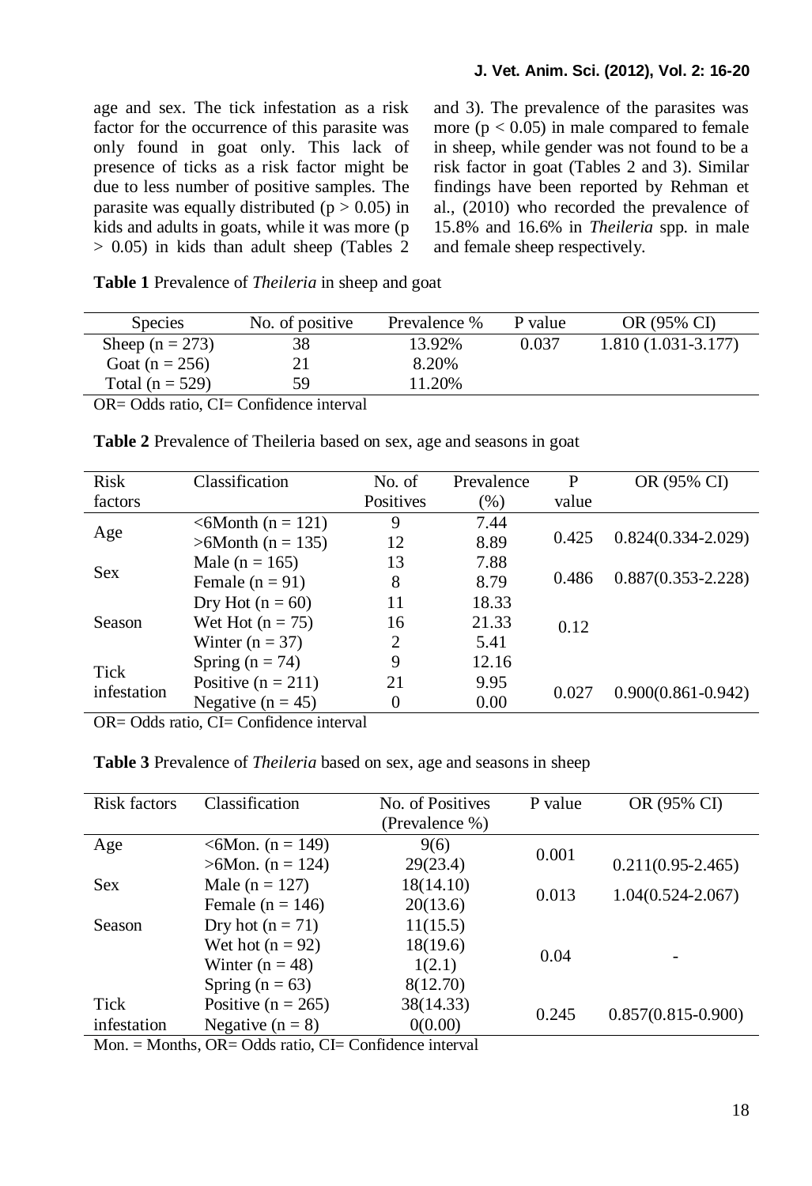age and sex. The tick infestation as a risk factor for the occurrence of this parasite was only found in goat only. This lack of presence of ticks as a risk factor might be due to less number of positive samples. The parasite was equally distributed ($p > 0.05$) in kids and adults in goats, while it was more ($p > 0.05$) in kids than adult sheep (Tables 2 and 3). The prevalence of the parasites was more ($p < 0.05$) in male compared to female in sheep, while gender was not found to be a risk factor in goat (Tables 2 and 3). Similar findings have been reported by Rehman et al., (2010) who recorded the prevalence of 15.8% and 16.6% in *Theileria* spp. in male and female sheep respectively.

**Table 1** Prevalence of *Theileria* in sheep and goat

| Species | No. of positive | Prevalence % | P value | OR (95% CI) |
|---|---|---|---|---|
| Sheep (n = 273) | 38 | 13.92% | 0.037 | 1.810 (1.031-3.177) |
| Goat (n = 256) | 21 | 8.20% | | |
| Total (n = 529) | 59 | 11.20% | | |

OR= Odds ratio, CI= Confidence interval

**Table 2** Prevalence of Theileria based on sex, age and seasons in goat

| Risk factors | Classification | No. of Positives | Prevalence (%) | P value | OR (95% CI) |
|---|---|---|---|---|---|
| Age | <6Month (n = 121) | 9 | 7.44 | 0.425 | 0.824(0.334-2.029) |
| | >6Month (n = 135) | 12 | 8.89 | | |
| Sex | Male (n = 165) | 13 | 7.88 | 0.486 | 0.887(0.353-2.228) |
| | Female (n = 91) | 8 | 8.79 | | |
| Season | Dry Hot (n = 60) | 11 | 18.33 | 0.12 | |
| | Wet Hot (n = 75) | 16 | 21.33 | | |
| | Winter (n = 37) | 2 | 5.41 | | |
| | Spring (n = 74) | 9 | 12.16 | | |
| Tick infestation | Positive (n = 211) | 21 | 9.95 | 0.027 | 0.900(0.861-0.942) |
| | Negative (n = 45) | 0 | 0.00 | | |

OR= Odds ratio, CI= Confidence interval

**Table 3** Prevalence of *Theileria* based on sex, age and seasons in sheep

| Risk factors | Classification | No. of Positives (Prevalence %) | P value | OR (95% CI) |
|---|---|---|---|---|
| Age | <6Mon. (n = 149) | 9(6) | 0.001 | 0.211(0.95-2.465) |
| | >6Mon. (n = 124) | 29(23.4) | | |
| Sex | Male (n = 127) | 18(14.10) | 0.013 | 1.04(0.524-2.067) |
| | Female (n = 146) | 20(13.6) | | |
| Season | Dry hot (n = 71) | 11(15.5) | 0.04 | - |
| | Wet hot (n = 92) | 18(19.6) | | |
| | Winter (n = 48) | 1(2.1) | | |
| | Spring (n = 63) | 8(12.70) | | |
| Tick infestation | Positive (n = 265) | 38(14.33) | 0.245 | 0.857(0.815-0.900) |
| | Negative (n = 8) | 0(0.00) | | |

Mon. = Months, OR= Odds ratio, CI= Confidence interval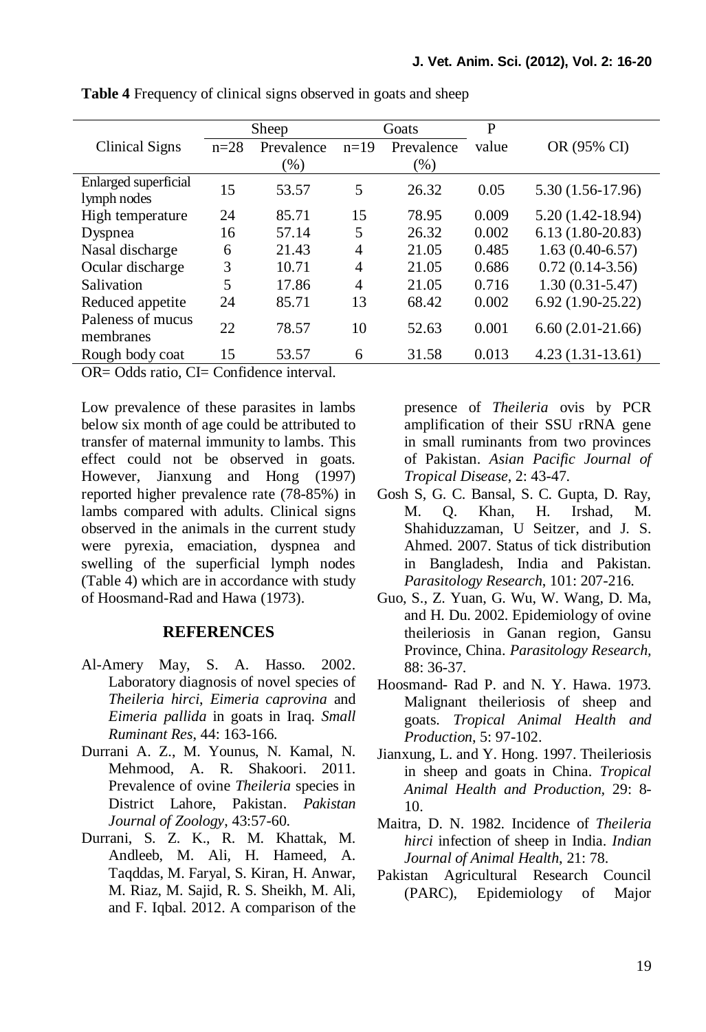**Table 4** Frequency of clinical signs observed in goats and sheep

| Clinical Signs | Sheep | | Goats | | P value | OR (95% CI) |
|---|---|---|---|---|---|---|
| | n=28 | Prevalence (%) | n=19 | Prevalence (%) | | |
| Enlarged superficial lymph nodes | 15 | 53.57 | 5 | 26.32 | 0.05 | 5.30 (1.56-17.96) |
| High temperature | 24 | 85.71 | 15 | 78.95 | 0.009 | 5.20 (1.42-18.94) |
| Dyspnea | 16 | 57.14 | 5 | 26.32 | 0.002 | 6.13 (1.80-20.83) |
| Nasal discharge | 6 | 21.43 | 4 | 21.05 | 0.485 | 1.63 (0.40-6.57) |
| Ocular discharge | 3 | 10.71 | 4 | 21.05 | 0.686 | 0.72 (0.14-3.56) |
| Salivation | 5 | 17.86 | 4 | 21.05 | 0.716 | 1.30 (0.31-5.47) |
| Reduced appetite | 24 | 85.71 | 13 | 68.42 | 0.002 | 6.92 (1.90-25.22) |
| Paleness of mucus membranes | 22 | 78.57 | 10 | 52.63 | 0.001 | 6.60 (2.01-21.66) |
| Rough body coat | 15 | 53.57 | 6 | 31.58 | 0.013 | 4.23 (1.31-13.61) |

OR= Odds ratio, CI= Confidence interval.

Low prevalence of these parasites in lambs below six month of age could be attributed to transfer of maternal immunity to lambs. This effect could not be observed in goats. However, Jianxung and Hong (1997) reported higher prevalence rate (78-85%) in lambs compared with adults. Clinical signs observed in the animals in the current study were pyrexia, emaciation, dyspnea and swelling of the superficial lymph nodes (Table 4) which are in accordance with study of Hoosmand-Rad and Hawa (1973).

## REFERENCES

- Al-Amery May, S. A. Hasso. 2002. Laboratory diagnosis of novel species of *Theileria hirci*, *Eimeria caprovina* and *Eimeria pallida* in goats in Iraq. *Small Ruminant Res*, 44: 163-166.
- Durrani A. Z., M. Younus, N. Kamal, N. Mehmood, A. R. Shakoori. 2011. Prevalence of ovine *Theileria* species in District Lahore, Pakistan. *Pakistan Journal of Zoology*, 43:57-60.
- Durrani, S. Z. K., R. M. Khattak, M. Andleeb, M. Ali, H. Hameed, A. Taqddas, M. Faryal, S. Kiran, H. Anwar, M. Riaz, M. Sajid, R. S. Sheikh, M. Ali, and F. Iqbal. 2012. A comparison of the presence of *Theileria* ovis by PCR amplification of their SSU rRNA gene in small ruminants from two provinces of Pakistan. *Asian Pacific Journal of Tropical Disease*, 2: 43-47.
- Gosh S, G. C. Bansal, S. C. Gupta, D. Ray, M. Q. Khan, H. Irshad, M. Shahiduzzaman, U Seitzer, and J. S. Ahmed. 2007. Status of tick distribution in Bangladesh, India and Pakistan. *Parasitology Research*, 101: 207-216.
- Guo, S., Z. Yuan, G. Wu, W. Wang, D. Ma, and H. Du. 2002. Epidemiology of ovine theileriosis in Ganan region, Gansu Province, China. *Parasitology Research*, 88: 36-37.
- Hoosmand- Rad P. and N. Y. Hawa. 1973. Malignant theileriosis of sheep and goats. *Tropical Animal Health and Production*, 5: 97-102.
- Jianxung, L. and Y. Hong. 1997. Theileriosis in sheep and goats in China. *Tropical Animal Health and Production,* 29: 8-10.
- Maitra, D. N. 1982. Incidence of *Theileria hirci* infection of sheep in India. *Indian Journal of Animal Health*, 21: 78.
- Pakistan Agricultural Research Council (PARC), Epidemiology of Major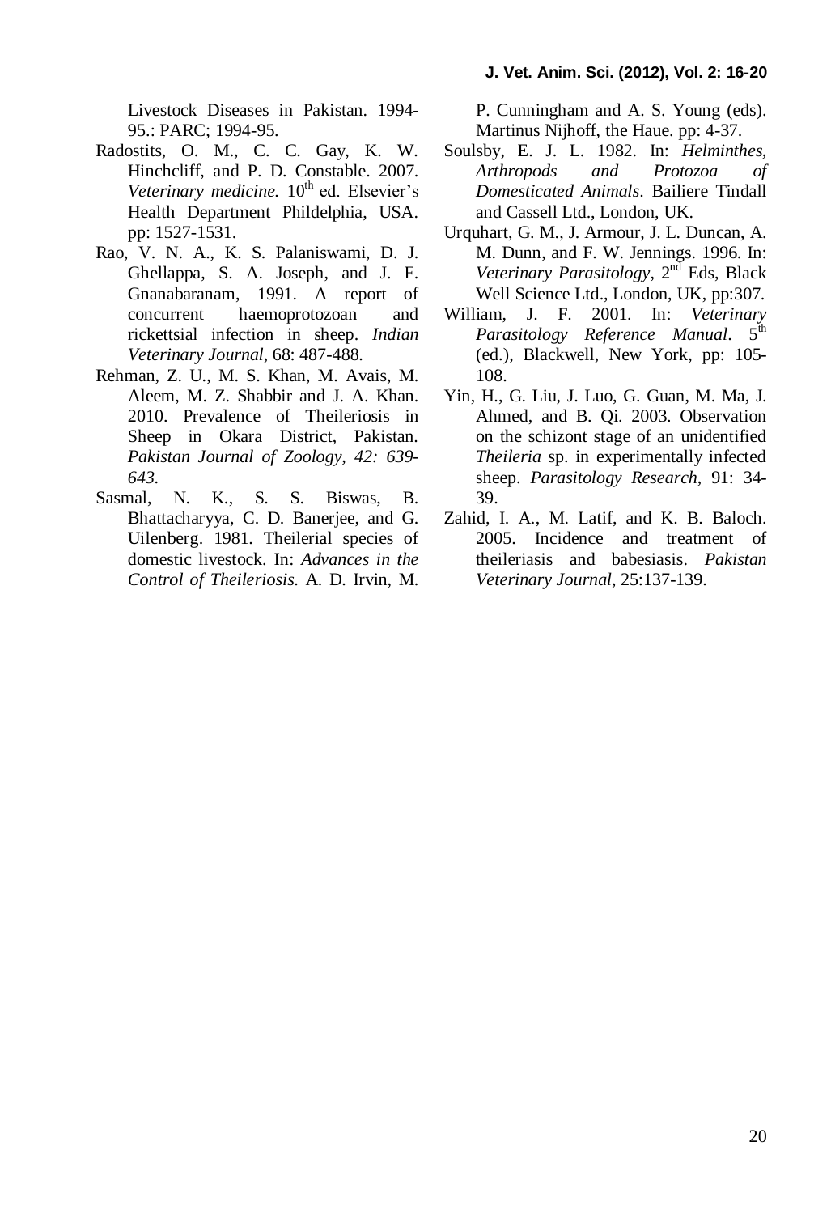Livestock Diseases in Pakistan. 1994-95.: PARC; 1994-95.

Radostits, O. M., C. C. Gay, K. W. Hinchcliff, and P. D. Constable. 2007. *Veterinary medicine*. 10th ed. Elsevier's Health Department Phildelphia, USA. pp: 1527-1531.

Rao, V. N. A., K. S. Palaniswami, D. J. Ghellappa, S. A. Joseph, and J. F. Gnanabaranam, 1991. A report of concurrent haemoprotozoan and rickettsial infection in sheep. *Indian Veterinary Journal*, 68: 487-488.

Rehman, Z. U., M. S. Khan, M. Avais, M. Aleem, M. Z. Shabbir and J. A. Khan. 2010. Prevalence of Theileriosis in Sheep in Okara District, Pakistan. *Pakistan Journal of Zoology*, *42: 639-643.*

Sasmal, N. K., S. S. Biswas, B. Bhattacharyya, C. D. Banerjee, and G. Uilenberg. 1981. Theilerial species of domestic livestock. In: *Advances in the Control of Theileriosis.* A. D. Irvin, M. P. Cunningham and A. S. Young (eds). Martinus Nijhoff, the Haue. pp: 4-37.

Soulsby, E. J. L. 1982. In: *Helminthes, Arthropods and Protozoa of Domesticated Animals*. Bailiere Tindall and Cassell Ltd., London, UK.

Urquhart, G. M., J. Armour, J. L. Duncan, A. M. Dunn, and F. W. Jennings. 1996. In: *Veterinary Parasitology*, 2nd Eds, Black Well Science Ltd., London, UK, pp:307.

William, J. F. 2001. In: *Veterinary Parasitology Reference Manual*. 5th (ed.), Blackwell, New York, pp: 105-108.

Yin, H., G. Liu, J. Luo, G. Guan, M. Ma, J. Ahmed, and B. Qi. 2003. Observation on the schizont stage of an unidentified *Theileria* sp. in experimentally infected sheep. *Parasitology Research*, 91: 34-39.

Zahid, I. A., M. Latif, and K. B. Baloch. 2005. Incidence and treatment of theileriasis and babesiasis. *Pakistan Veterinary Journal*, 25:137-139.